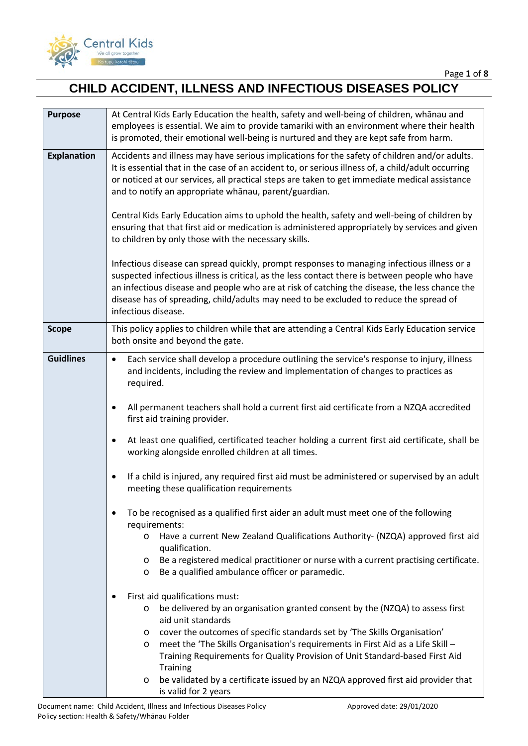# CHILD ACCIDENT, ILLNESS AND INFECTIOUS DISEASES POLICY

| | |
|---|---|
| **Purpose** | At Central Kids Early Education the health, safety and well-being of children, whānau and employees is essential. We aim to provide tamariki with an environment where their health is promoted, their emotional well-being is nurtured and they are kept safe from harm. |
| **Explanation** | Accidents and illness may have serious implications for the safety of children and/or adults. It is essential that in the case of an accident to, or serious illness of, a child/adult occurring or noticed at our services, all practical steps are taken to get immediate medical assistance and to notify an appropriate whānau, parent/guardian.<br><br>Central Kids Early Education aims to uphold the health, safety and well-being of children by ensuring that that first aid or medication is administered appropriately by services and given to children by only those with the necessary skills.<br><br>Infectious disease can spread quickly, prompt responses to managing infectious illness or a suspected infectious illness is critical, as the less contact there is between people who have an infectious disease and people who are at risk of catching the disease, the less chance the disease has of spreading, child/adults may need to be excluded to reduce the spread of infectious disease. |
| **Scope** | This policy applies to children while that are attending a Central Kids Early Education service both onsite and beyond the gate. |
| **Guidlines** | • Each service shall develop a procedure outlining the service's response to injury, illness and incidents, including the review and implementation of changes to practices as required.<br><br>• All permanent teachers shall hold a current first aid certificate from a NZQA accredited first aid training provider.<br><br>• At least one qualified, certificated teacher holding a current first aid certificate, shall be working alongside enrolled children at all times.<br><br>• If a child is injured, any required first aid must be administered or supervised by an adult meeting these qualification requirements<br><br>• To be recognised as a qualified first aider an adult must meet one of the following requirements:<br>&nbsp;&nbsp;&nbsp;&nbsp;o Have a current New Zealand Qualifications Authority- (NZQA) approved first aid qualification.<br>&nbsp;&nbsp;&nbsp;&nbsp;o Be a registered medical practitioner or nurse with a current practising certificate.<br>&nbsp;&nbsp;&nbsp;&nbsp;o Be a qualified ambulance officer or paramedic.<br><br>• First aid qualifications must:<br>&nbsp;&nbsp;&nbsp;&nbsp;o be delivered by an organisation granted consent by the (NZQA) to assess first aid unit standards<br>&nbsp;&nbsp;&nbsp;&nbsp;o cover the outcomes of specific standards set by 'The Skills Organisation'<br>&nbsp;&nbsp;&nbsp;&nbsp;o meet the 'The Skills Organisation's requirements in First Aid as a Life Skill – Training Requirements for Quality Provision of Unit Standard-based First Aid Training<br>&nbsp;&nbsp;&nbsp;&nbsp;o be validated by a certificate issued by an NZQA approved first aid provider that is valid for 2 years |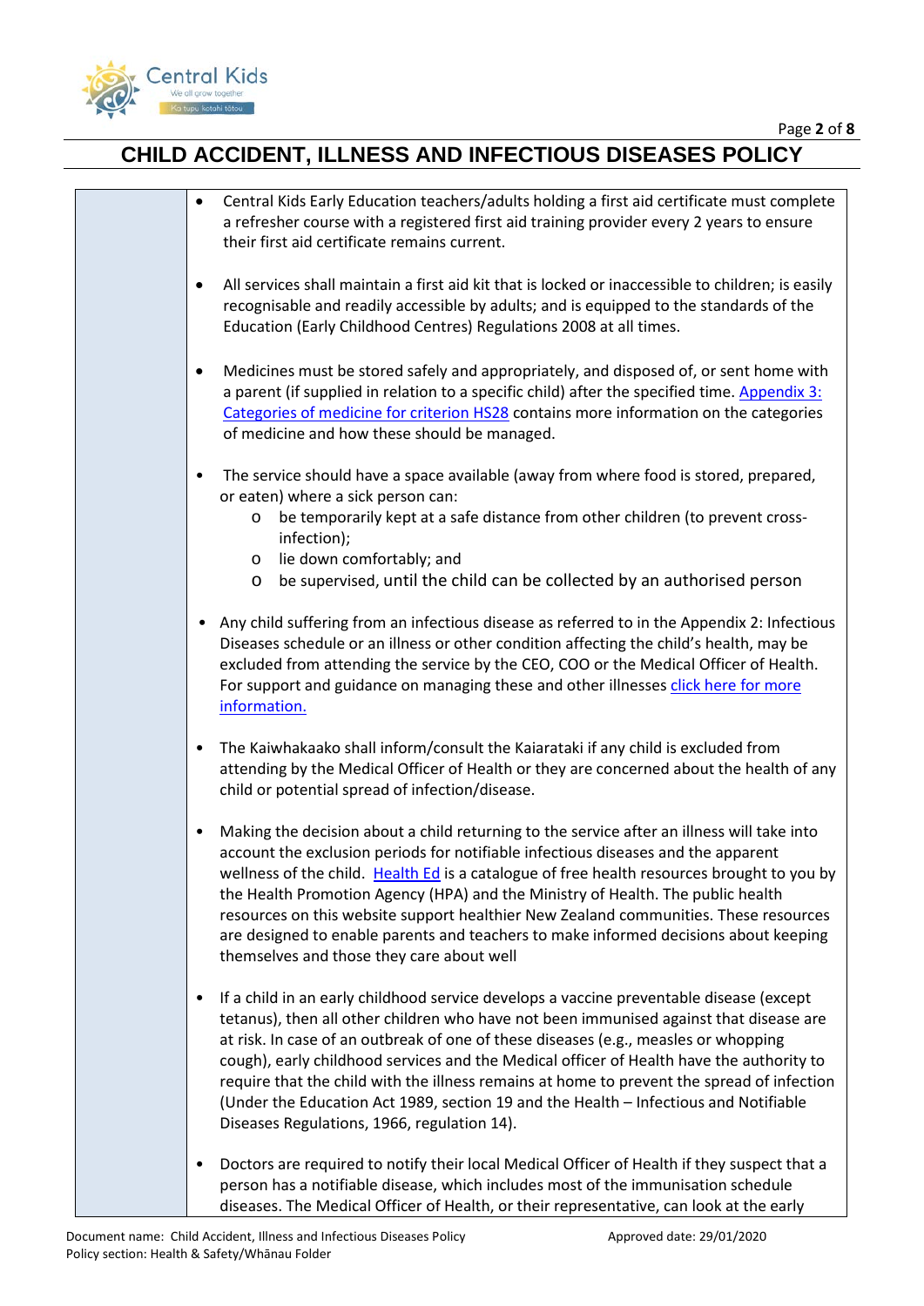# CHILD ACCIDENT, ILLNESS AND INFECTIOUS DISEASES POLICY

- Central Kids Early Education teachers/adults holding a first aid certificate must complete a refresher course with a registered first aid training provider every 2 years to ensure their first aid certificate remains current.

- All services shall maintain a first aid kit that is locked or inaccessible to children; is easily recognisable and readily accessible by adults; and is equipped to the standards of the Education (Early Childhood Centres) Regulations 2008 at all times.

- Medicines must be stored safely and appropriately, and disposed of, or sent home with a parent (if supplied in relation to a specific child) after the specified time. [Appendix 3: Categories of medicine for criterion HS28] contains more information on the categories of medicine and how these should be managed.

- The service should have a space available (away from where food is stored, prepared, or eaten) where a sick person can:
  - be temporarily kept at a safe distance from other children (to prevent cross-infection);
  - lie down comfortably; and
  - be supervised, until the child can be collected by an authorised person

- Any child suffering from an infectious disease as referred to in the Appendix 2: Infectious Diseases schedule or an illness or other condition affecting the child's health, may be excluded from attending the service by the CEO, COO or the Medical Officer of Health. For support and guidance on managing these and other illnesses [click here for more information.]

- The Kaiwhakaako shall inform/consult the Kaiarataki if any child is excluded from attending by the Medical Officer of Health or they are concerned about the health of any child or potential spread of infection/disease.

- Making the decision about a child returning to the service after an illness will take into account the exclusion periods for notifiable infectious diseases and the apparent wellness of the child. [Health Ed] is a catalogue of free health resources brought to you by the Health Promotion Agency (HPA) and the Ministry of Health. The public health resources on this website support healthier New Zealand communities. These resources are designed to enable parents and teachers to make informed decisions about keeping themselves and those they care about well

- If a child in an early childhood service develops a vaccine preventable disease (except tetanus), then all other children who have not been immunised against that disease are at risk. In case of an outbreak of one of these diseases (e.g., measles or whopping cough), early childhood services and the Medical officer of Health have the authority to require that the child with the illness remains at home to prevent the spread of infection (Under the Education Act 1989, section 19 and the Health – Infectious and Notifiable Diseases Regulations, 1966, regulation 14).

- Doctors are required to notify their local Medical Officer of Health if they suspect that a person has a notifiable disease, which includes most of the immunisation schedule diseases. The Medical Officer of Health, or their representative, can look at the early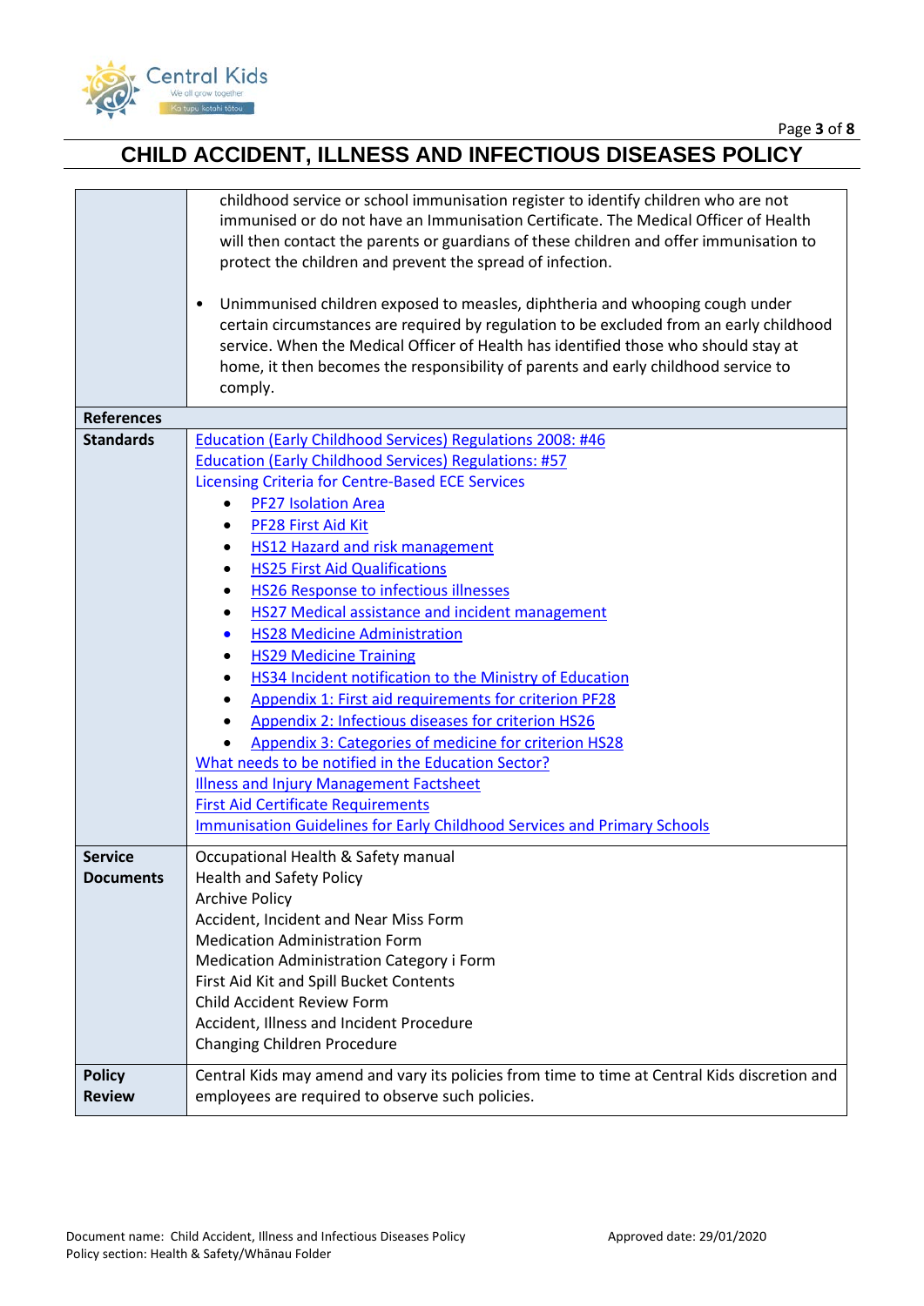| | |
|---|---|
| | childhood service or school immunisation register to identify children who are not immunised or do not have an Immunisation Certificate. The Medical Officer of Health will then contact the parents or guardians of these children and offer immunisation to protect the children and prevent the spread of infection.<br><br>• Unimmunised children exposed to measles, diphtheria and whooping cough under certain circumstances are required by regulation to be excluded from an early childhood service. When the Medical Officer of Health has identified those who should stay at home, it then becomes the responsibility of parents and early childhood service to comply. |
| **References** | |
| **Standards** | Education (Early Childhood Services) Regulations 2008: #46<br>Education (Early Childhood Services) Regulations: #57<br>Licensing Criteria for Centre-Based ECE Services<br>• PF27 Isolation Area<br>• PF28 First Aid Kit<br>• HS12 Hazard and risk management<br>• HS25 First Aid Qualifications<br>• HS26 Response to infectious illnesses<br>• HS27 Medical assistance and incident management<br>• HS28 Medicine Administration<br>• HS29 Medicine Training<br>• HS34 Incident notification to the Ministry of Education<br>• Appendix 1: First aid requirements for criterion PF28<br>• Appendix 2: Infectious diseases for criterion HS26<br>• Appendix 3: Categories of medicine for criterion HS28<br>What needs to be notified in the Education Sector?<br>Illness and Injury Management Factsheet<br>First Aid Certificate Requirements<br>Immunisation Guidelines for Early Childhood Services and Primary Schools |
| **Service Documents** | Occupational Health & Safety manual<br>Health and Safety Policy<br>Archive Policy<br>Accident, Incident and Near Miss Form<br>Medication Administration Form<br>Medication Administration Category i Form<br>First Aid Kit and Spill Bucket Contents<br>Child Accident Review Form<br>Accident, Illness and Incident Procedure<br>Changing Children Procedure |
| **Policy Review** | Central Kids may amend and vary its policies from time to time at Central Kids discretion and employees are required to observe such policies. |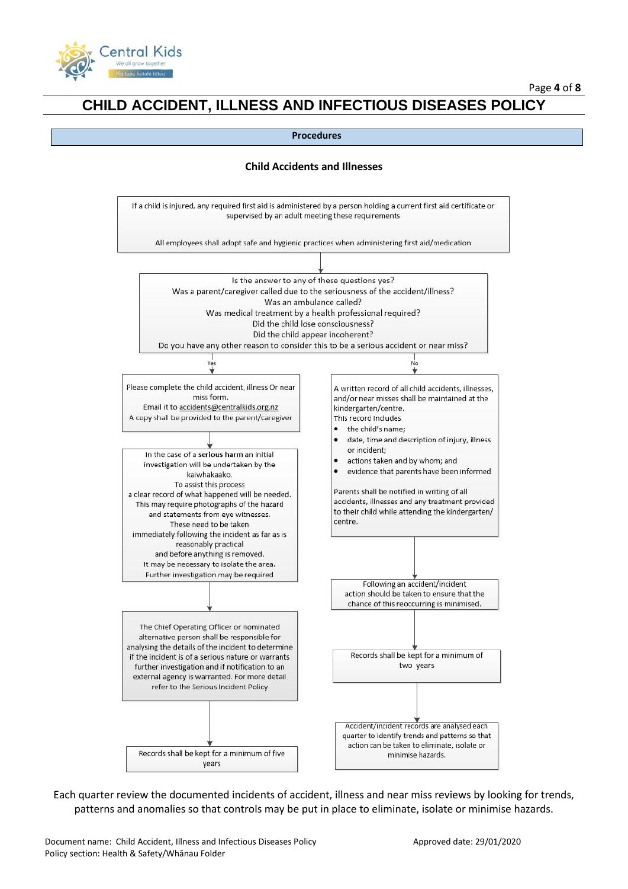# CHILD ACCIDENT, ILLNESS AND INFECTIOUS DISEASES POLICY

## Procedures

### Child Accidents and Illnesses

If a child is injured, any required first aid is administered by a person holding a current first aid certificate or supervised by an adult meeting these requirements

All employees shall adopt safe and hygienic practices when administering first aid/medication

↓

Is the answer to any of these questions yes?
Was a parent/caregiver called due to the seriousness of the accident/illness?
Was an ambulance called?
Was medical treatment by a health professional required?
Did the child lose consciousness?
Did the child appear incoherent?
Do you have any other reason to consider this to be a serious accident or near miss?

**Yes →**

Please complete the child accident, illness Or near miss form.
Email it to accidents@centralkids.org.nz
A copy shall be provided to the parent/caregiver

↓

In the case of a **serious harm** an initial investigation will be undertaken by the kaiwhakaako.
To assist this process
a clear record of what happened will be needed.
This may require photographs of the hazard and statements from eye witnesses.
These need to be taken immediately following the incident as far as is reasonably practical
and before anything is removed.
It may be necessary to isolate the area.
Further investigation may be required

↓

The Chief Operating Officer or nominated alternative person shall be responsible for analysing the details of the incident to determine if the incident is of a serious nature or warrants further investigation and if notification to an external agency is warranted. For more detail refer to the Serious Incident Policy

↓

Records shall be kept for a minimum of five years

**No →**

A written record of all child accidents, illnesses, and/or near misses shall be maintained at the kindergarten/centre.
This record includes

- the child's name;
- date, time and description of injury, illness or incident;
- actions taken and by whom; and
- evidence that parents have been informed

Parents shall be notified in writing of all accidents, illnesses and any treatment provided to their child while attending the kindergarten/ centre.

↓

Following an accident/incident action should be taken to ensure that the chance of this reoccurring is minimised.

↓

Records shall be kept for a minimum of two years

↓

Accident/incident records are analysed each quarter to identify trends and patterns so that action can be taken to eliminate, isolate or minimise hazards.

Each quarter review the documented incidents of accident, illness and near miss reviews by looking for trends, patterns and anomalies so that controls may be put in place to eliminate, isolate or minimise hazards.

Document name: Child Accident, Illness and Infectious Diseases Policy
Policy section: Health & Safety/Whānau Folder
Approved date: 29/01/2020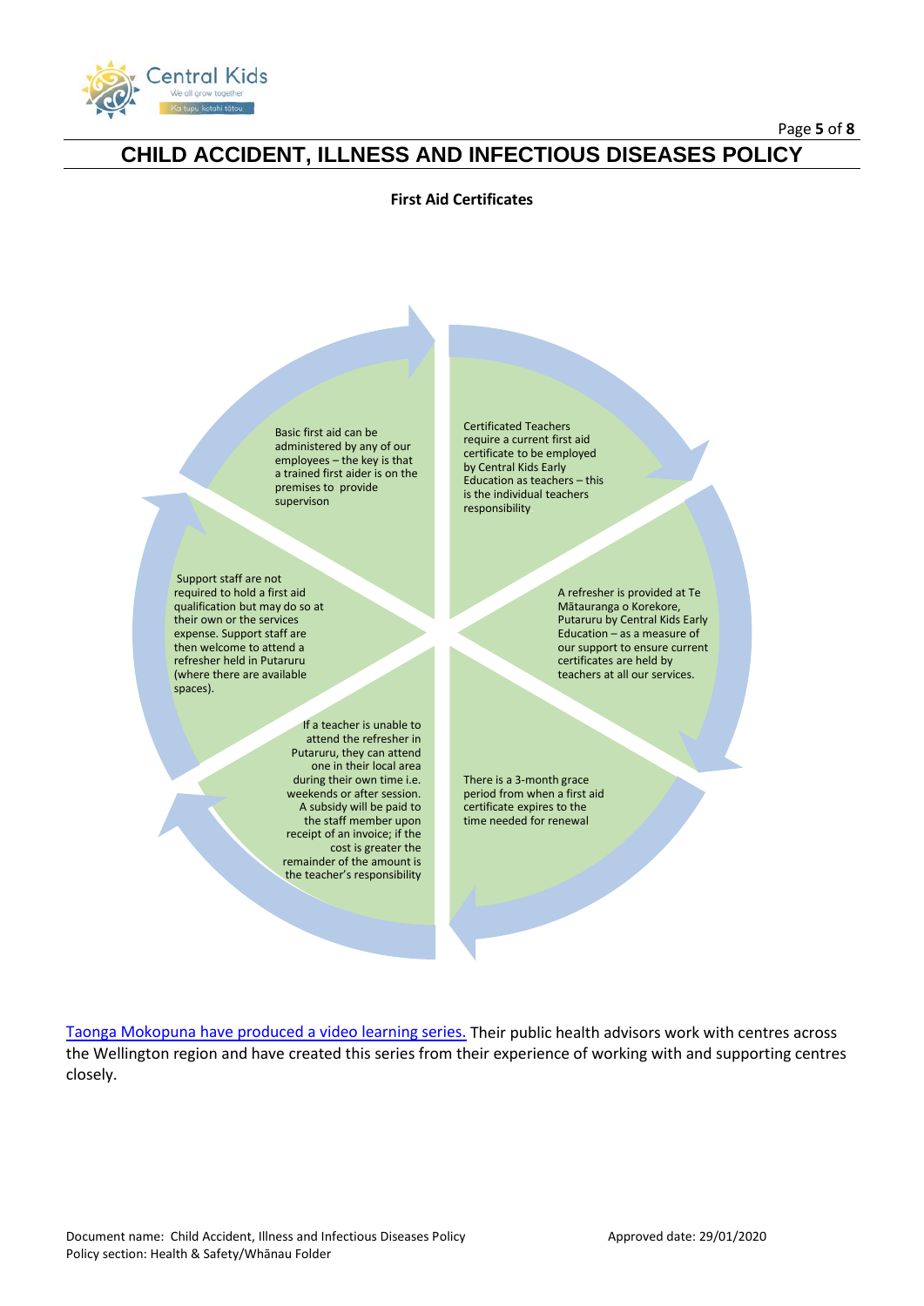# CHILD ACCIDENT, ILLNESS AND INFECTIOUS DISEASES POLICY

**First Aid Certificates**

- Certificated Teachers require a current first aid certificate to be employed by Central Kids Early Education as teachers – this is the individual teachers responsibility
- A refresher is provided at Te Mātauranga o Korekore, Putaruru by Central Kids Early Education – as a measure of our support to ensure current certificates are held by teachers at all our services.
- There is a 3-month grace period from when a first aid certificate expires to the time needed for renewal
- If a teacher is unable to attend the refresher in Putaruru, they can attend one in their local area during their own time i.e. weekends or after session. A subsidy will be paid to the staff member upon receipt of an invoice; if the cost is greater the remainder of the amount is the teacher's responsibility
- Support staff are not required to hold a first aid qualification but may do so at their own or the services expense. Support staff are then welcome to attend a refresher held in Putaruru (where there are available spaces).
- Basic first aid can be administered by any of our employees – the key is that a trained first aider is on the premises to provide supervison

Taonga Mokopuna have produced a video learning series. Their public health advisors work with centres across the Wellington region and have created this series from their experience of working with and supporting centres closely.

Document name: Child Accident, Illness and Infectious Diseases Policy
Policy section: Health & Safety/Whānau Folder
Approved date: 29/01/2020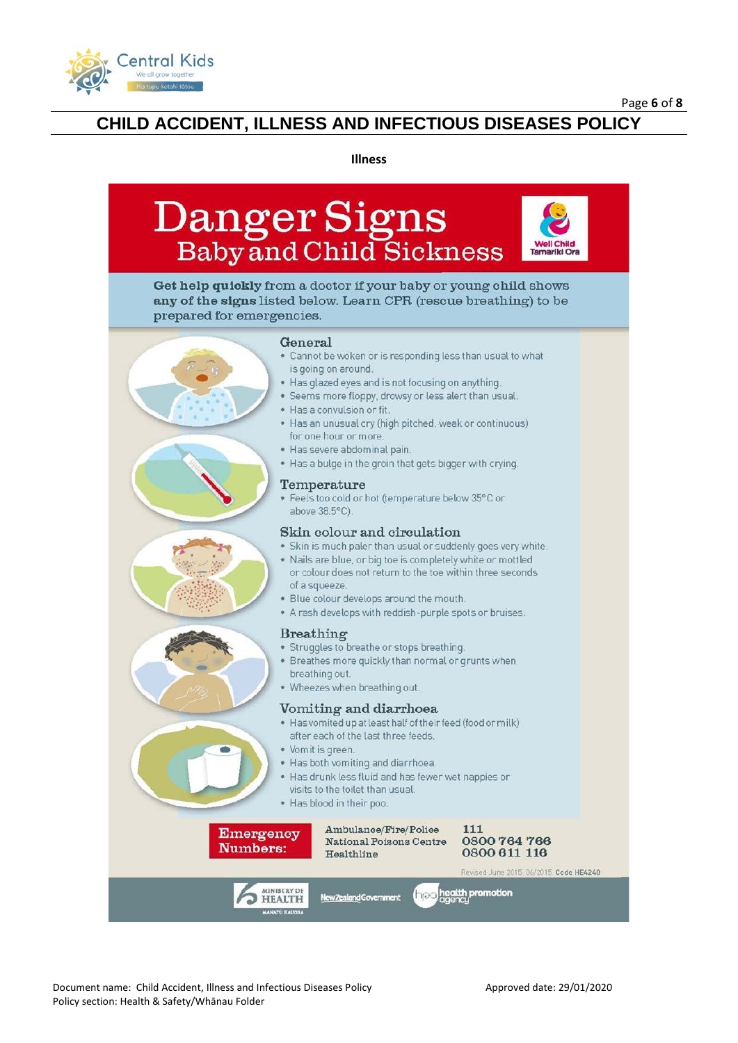**Illness**

# Danger Signs
## Baby and Child Sickness

Well Child Tamariki Ora

**Get help quickly** from a doctor if your baby or young child shows **any of the signs** listed below. Learn CPR (rescue breathing) to be prepared for emergencies.

### General

- Cannot be woken or is responding less than usual to what is going on around.
- Has glazed eyes and is not focusing on anything.
- Seems more floppy, drowsy or less alert than usual.
- Has a convulsion or fit.
- Has an unusual cry (high pitched, weak or continuous) for one hour or more.
- Has severe abdominal pain.
- Has a bulge in the groin that gets bigger with crying.

### Temperature

- Feels too cold or hot (temperature below 35°C or above 38.5°C).

### Skin colour and circulation

- Skin is much paler than usual or suddenly goes very white.
- Nails are blue, or big toe is completely white or mottled or colour does not return to the toe within three seconds of a squeeze.
- Blue colour develops around the mouth.
- A rash develops with reddish-purple spots or bruises.

### Breathing

- Struggles to breathe or stops breathing.
- Breathes more quickly than normal or grunts when breathing out.
- Wheezes when breathing out.

### Vomiting and diarrhoea

- Has vomited up at least half of their feed (food or milk) after each of the last three feeds.
- Vomit is green.
- Has both vomiting and diarrhoea.
- Has drunk less fluid and has fewer wet nappies or visits to the toilet than usual.
- Has blood in their poo.

**Emergency Numbers:**

| | |
|---|---|
| Ambulance/Fire/Police | 111 |
| National Poisons Centre | 0800 764 766 |
| Healthline | 0800 611 116 |

Revised June 2015. 06/2015. Code HE4240

Ministry of Health – Manatū Hauora | New Zealand Government | hpa health promotion agency

Document name: Child Accident, Illness and Infectious Diseases Policy
Policy section: Health & Safety/Whānau Folder
Approved date: 29/01/2020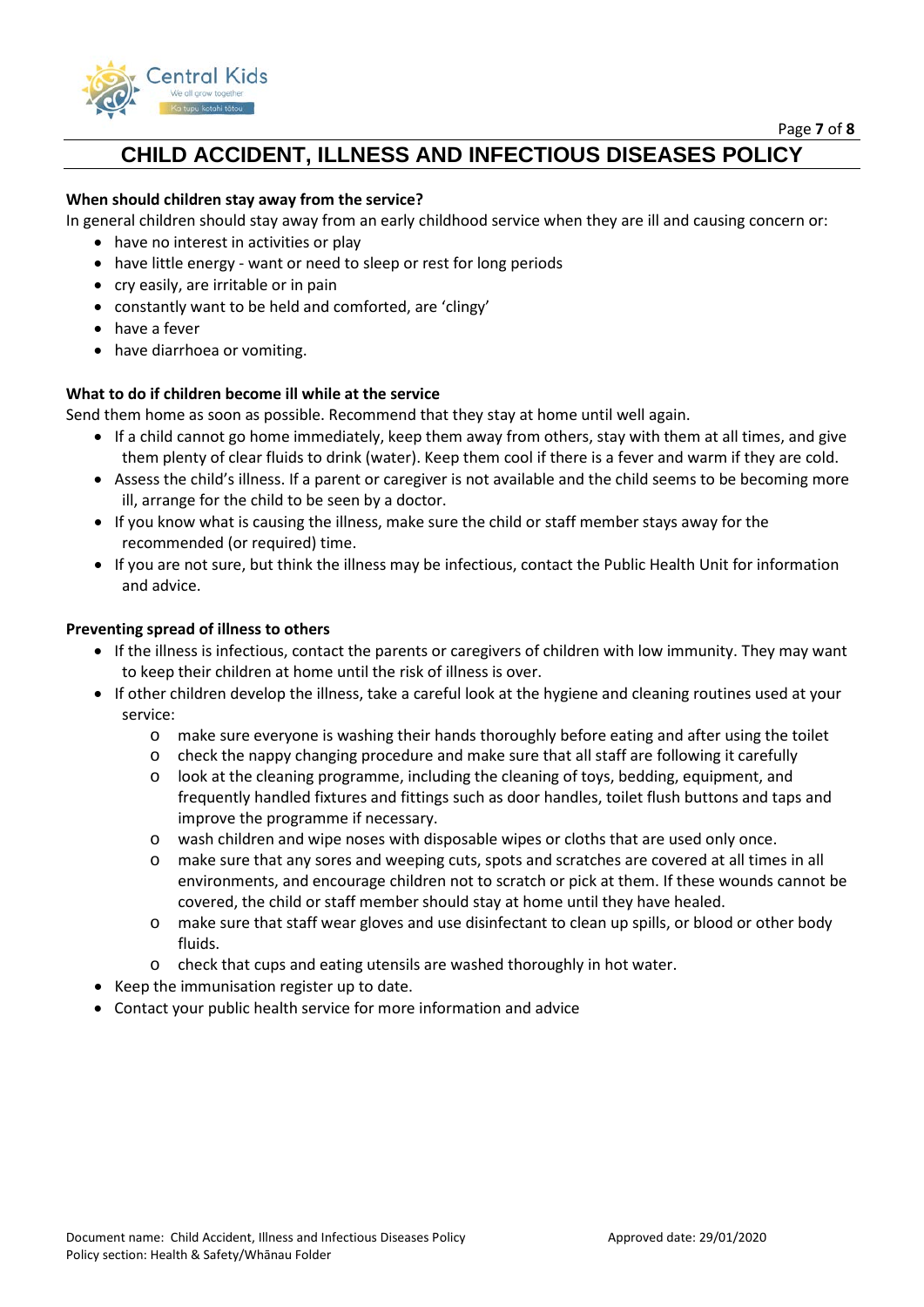**When should children stay away from the service?**

In general children should stay away from an early childhood service when they are ill and causing concern or:

- have no interest in activities or play
- have little energy - want or need to sleep or rest for long periods
- cry easily, are irritable or in pain
- constantly want to be held and comforted, are 'clingy'
- have a fever
- have diarrhoea or vomiting.

**What to do if children become ill while at the service**

Send them home as soon as possible. Recommend that they stay at home until well again.

- If a child cannot go home immediately, keep them away from others, stay with them at all times, and give them plenty of clear fluids to drink (water). Keep them cool if there is a fever and warm if they are cold.
- Assess the child's illness. If a parent or caregiver is not available and the child seems to be becoming more ill, arrange for the child to be seen by a doctor.
- If you know what is causing the illness, make sure the child or staff member stays away for the recommended (or required) time.
- If you are not sure, but think the illness may be infectious, contact the Public Health Unit for information and advice.

**Preventing spread of illness to others**

- If the illness is infectious, contact the parents or caregivers of children with low immunity. They may want to keep their children at home until the risk of illness is over.
- If other children develop the illness, take a careful look at the hygiene and cleaning routines used at your service:
  - make sure everyone is washing their hands thoroughly before eating and after using the toilet
  - check the nappy changing procedure and make sure that all staff are following it carefully
  - look at the cleaning programme, including the cleaning of toys, bedding, equipment, and frequently handled fixtures and fittings such as door handles, toilet flush buttons and taps and improve the programme if necessary.
  - wash children and wipe noses with disposable wipes or cloths that are used only once.
  - make sure that any sores and weeping cuts, spots and scratches are covered at all times in all environments, and encourage children not to scratch or pick at them. If these wounds cannot be covered, the child or staff member should stay at home until they have healed.
  - make sure that staff wear gloves and use disinfectant to clean up spills, or blood or other body fluids.
  - check that cups and eating utensils are washed thoroughly in hot water.
- Keep the immunisation register up to date.
- Contact your public health service for more information and advice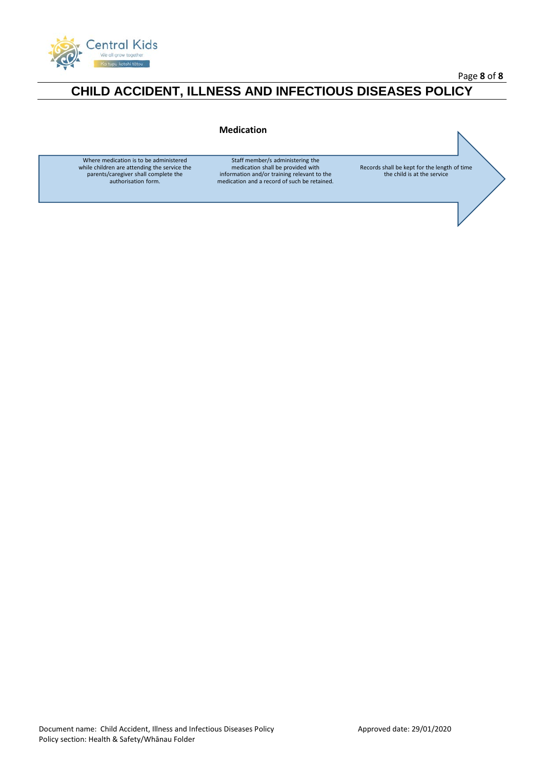# CHILD ACCIDENT, ILLNESS AND INFECTIOUS DISEASES POLICY

**Medication**

Where medication is to be administered while children are attending the service the parents/caregiver shall complete the authorisation form.

Staff member/s administering the medication shall be provided with information and/or training relevant to the medication and a record of such be retained.

Records shall be kept for the length of time the child is at the service

Document name: Child Accident, Illness and Infectious Diseases Policy
Policy section: Health & Safety/Whānau Folder
Approved date: 29/01/2020